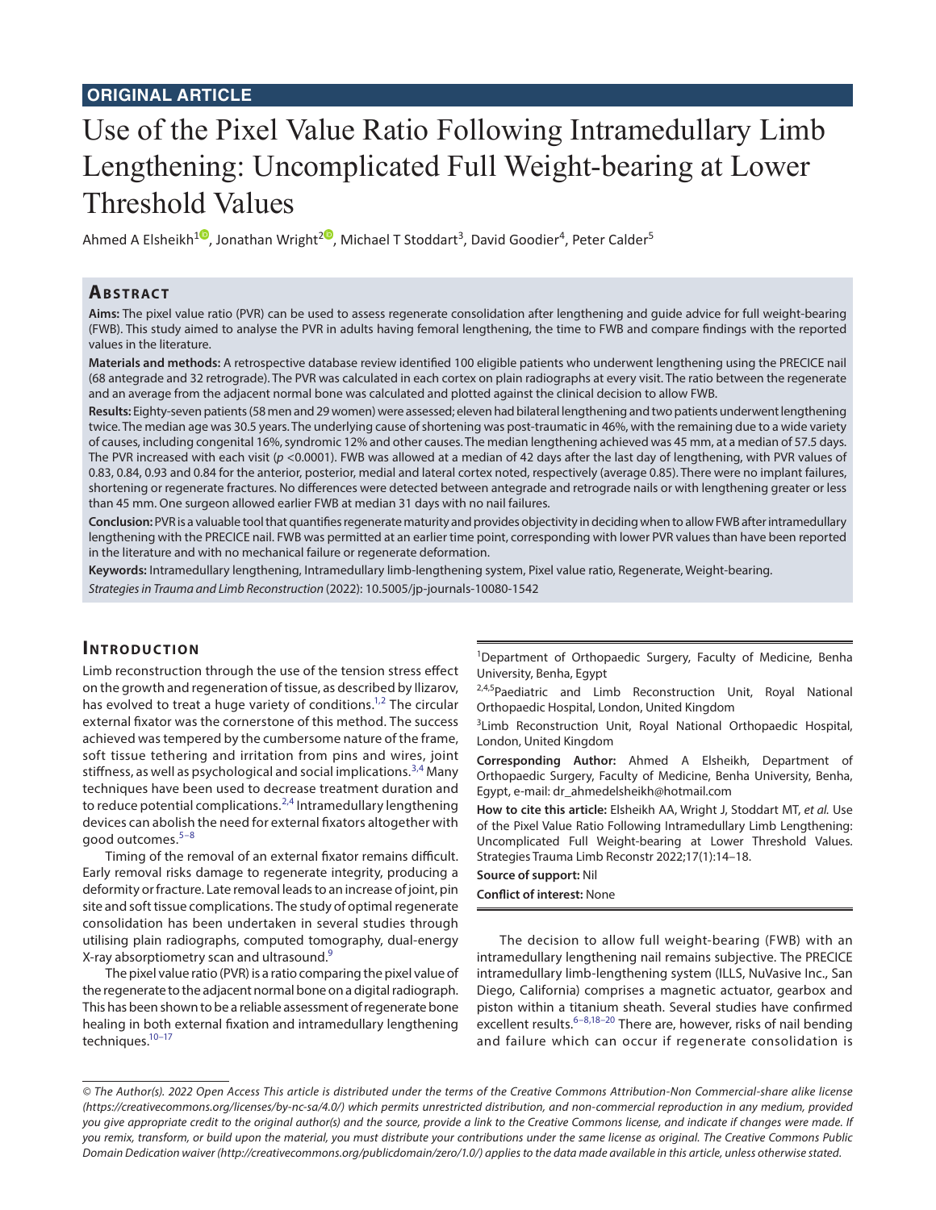**ORIGINAL ARTICLE**

# Use of the Pixel Value Ratio Following Intramedullary Limb Lengthening: Uncomplicated Full Weight-bearing at Lower Threshold Values

Ahmed A Elsheikh[1], Jonathan Wright[2], Michael T Stoddart[3], David Goodier[4], Peter Calder[5]

## Abstract

**Aims:** The pixel value ratio (PVR) can be used to assess regenerate consolidation after lengthening and guide advice for full weight-bearing (FWB). This study aimed to analyse the PVR in adults having femoral lengthening, the time to FWB and compare findings with the reported values in the literature.

**Materials and methods:** A retrospective database review identified 100 eligible patients who underwent lengthening using the PRECICE nail (68 antegrade and 32 retrograde). The PVR was calculated in each cortex on plain radiographs at every visit. The ratio between the regenerate and an average from the adjacent normal bone was calculated and plotted against the clinical decision to allow FWB.

**Results:** Eighty-seven patients (58 men and 29 women) were assessed; eleven had bilateral lengthening and two patients underwent lengthening twice. The median age was 30.5 years. The underlying cause of shortening was post-traumatic in 46%, with the remaining due to a wide variety of causes, including congenital 16%, syndromic 12% and other causes. The median lengthening achieved was 45 mm, at a median of 57.5 days. The PVR increased with each visit ($p < 0.0001$). FWB was allowed at a median of 42 days after the last day of lengthening, with PVR values of 0.83, 0.84, 0.93 and 0.84 for the anterior, posterior, medial and lateral cortex noted, respectively (average 0.85). There were no implant failures, shortening or regenerate fractures. No differences were detected between antegrade and retrograde nails or with lengthening greater or less than 45 mm. One surgeon allowed earlier FWB at median 31 days with no nail failures.

**Conclusion:** PVR is a valuable tool that quantifies regenerate maturity and provides objectivity in deciding when to allow FWB after intramedullary lengthening with the PRECICE nail. FWB was permitted at an earlier time point, corresponding with lower PVR values than have been reported in the literature and with no mechanical failure or regenerate deformation.

**Keywords:** Intramedullary lengthening, Intramedullary limb-lengthening system, Pixel value ratio, Regenerate, Weight-bearing.

*Strategies in Trauma and Limb Reconstruction* (2022): 10.5005/jp-journals-10080-1542

## Introduction

Limb reconstruction through the use of the tension stress effect on the growth and regeneration of tissue, as described by Ilizarov, has evolved to treat a huge variety of conditions.[1,2] The circular external fixator was the cornerstone of this method. The success achieved was tempered by the cumbersome nature of the frame, soft tissue tethering and irritation from pins and wires, joint stiffness, as well as psychological and social implications.[3,4] Many techniques have been used to decrease treatment duration and to reduce potential complications.[2,4] Intramedullary lengthening devices can abolish the need for external fixators altogether with good outcomes.[5–8]

Timing of the removal of an external fixator remains difficult. Early removal risks damage to regenerate integrity, producing a deformity or fracture. Late removal leads to an increase of joint, pin site and soft tissue complications. The study of optimal regenerate consolidation has been undertaken in several studies through utilising plain radiographs, computed tomography, dual-energy X-ray absorptiometry scan and ultrasound.[9]

The pixel value ratio (PVR) is a ratio comparing the pixel value of the regenerate to the adjacent normal bone on a digital radiograph. This has been shown to be a reliable assessment of regenerate bone healing in both external fixation and intramedullary lengthening techniques.[10–17]

[1]Department of Orthopaedic Surgery, Faculty of Medicine, Benha University, Benha, Egypt

[2,4,5]Paediatric and Limb Reconstruction Unit, Royal National Orthopaedic Hospital, London, United Kingdom

[3]Limb Reconstruction Unit, Royal National Orthopaedic Hospital, London, United Kingdom

**Corresponding Author:** Ahmed A Elsheikh, Department of Orthopaedic Surgery, Faculty of Medicine, Benha University, Benha, Egypt, e-mail: dr_ahmedelsheikh@hotmail.com

**How to cite this article:** Elsheikh AA, Wright J, Stoddart MT, *et al.* Use of the Pixel Value Ratio Following Intramedullary Limb Lengthening: Uncomplicated Full Weight-bearing at Lower Threshold Values. Strategies Trauma Limb Reconstr 2022;17(1):14–18.

**Source of support:** Nil

**Conflict of interest:** None

The decision to allow full weight-bearing (FWB) with an intramedullary lengthening nail remains subjective. The PRECICE intramedullary limb-lengthening system (ILLS, NuVasive Inc., San Diego, California) comprises a magnetic actuator, gearbox and piston within a titanium sheath. Several studies have confirmed excellent results.[6–8,18–20] There are, however, risks of nail bending and failure which can occur if regenerate consolidation is

*© The Author(s). 2022 Open Access This article is distributed under the terms of the Creative Commons Attribution-Non Commercial-share alike license (https://creativecommons.org/licenses/by-nc-sa/4.0/) which permits unrestricted distribution, and non-commercial reproduction in any medium, provided you give appropriate credit to the original author(s) and the source, provide a link to the Creative Commons license, and indicate if changes were made. If you remix, transform, or build upon the material, you must distribute your contributions under the same license as original. The Creative Commons Public Domain Dedication waiver (http://creativecommons.org/publicdomain/zero/1.0/) applies to the data made available in this article, unless otherwise stated.*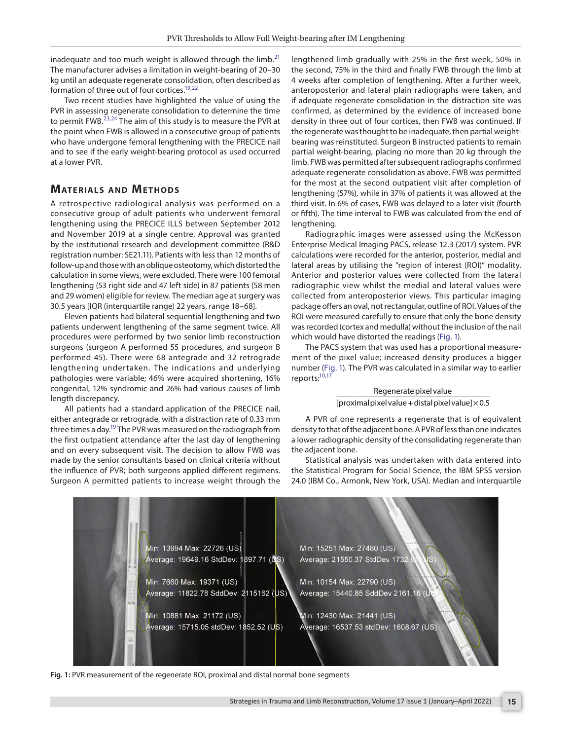inadequate and too much weight is allowed through the limb.[21] The manufacturer advises a limitation in weight-bearing of 20–30 kg until an adequate regenerate consolidation, often described as formation of three out of four cortices.[19,22]

Two recent studies have highlighted the value of using the PVR in assessing regenerate consolidation to determine the time to permit FWB.[23,24] The aim of this study is to measure the PVR at the point when FWB is allowed in a consecutive group of patients who have undergone femoral lengthening with the PRECICE nail and to see if the early weight-bearing protocol as used occurred at a lower PVR.

## Materials and Methods

A retrospective radiological analysis was performed on a consecutive group of adult patients who underwent femoral lengthening using the PRECICE ILLS between September 2012 and November 2019 at a single centre. Approval was granted by the institutional research and development committee (R&D registration number: SE21.11). Patients with less than 12 months of follow-up and those with an oblique osteotomy, which distorted the calculation in some views, were excluded. There were 100 femoral lengthening (53 right side and 47 left side) in 87 patients (58 men and 29 women) eligible for review. The median age at surgery was 30.5 years [IQR (interquartile range) 22 years, range 18–68].

Eleven patients had bilateral sequential lengthening and two patients underwent lengthening of the same segment twice. All procedures were performed by two senior limb reconstruction surgeons (surgeon A performed 55 procedures, and surgeon B performed 45). There were 68 antegrade and 32 retrograde lengthening undertaken. The indications and underlying pathologies were variable; 46% were acquired shortening, 16% congenital, 12% syndromic and 26% had various causes of limb length discrepancy.

All patients had a standard application of the PRECICE nail, either antegrade or retrograde, with a distraction rate of 0.33 mm three times a day.[19] The PVR was measured on the radiograph from the first outpatient attendance after the last day of lengthening and on every subsequent visit. The decision to allow FWB was made by the senior consultants based on clinical criteria without the influence of PVR; both surgeons applied different regimens. Surgeon A permitted patients to increase weight through the lengthened limb gradually with 25% in the first week, 50% in the second, 75% in the third and finally FWB through the limb at 4 weeks after completion of lengthening. After a further week, anteroposterior and lateral plain radiographs were taken, and if adequate regenerate consolidation in the distraction site was confirmed, as determined by the evidence of increased bone density in three out of four cortices, then FWB was continued. If the regenerate was thought to be inadequate, then partial weight-bearing was reinstituted. Surgeon B instructed patients to remain partial weight-bearing, placing no more than 20 kg through the limb. FWB was permitted after subsequent radiographs confirmed adequate regenerate consolidation as above. FWB was permitted for the most at the second outpatient visit after completion of lengthening (57%), while in 37% of patients it was allowed at the third visit. In 6% of cases, FWB was delayed to a later visit (fourth or fifth). The time interval to FWB was calculated from the end of lengthening.

Radiographic images were assessed using the McKesson Enterprise Medical Imaging PACS, release 12.3 (2017) system. PVR calculations were recorded for the anterior, posterior, medial and lateral areas by utilising the "region of interest (ROI)" modality. Anterior and posterior values were collected from the lateral radiographic view whilst the medial and lateral values were collected from anteroposterior views. This particular imaging package offers an oval, not rectangular, outline of ROI. Values of the ROI were measured carefully to ensure that only the bone density was recorded (cortex and medulla) without the inclusion of the nail which would have distorted the readings (Fig. 1).

The PACS system that was used has a proportional measurement of the pixel value; increased density produces a bigger number (Fig. 1). The PVR was calculated in a similar way to earlier reports:[10,17]

$$\frac{\text{Regenerate pixel value}}{[\text{proximal pixel value} + \text{distal pixel value}] \times 0.5}$$

A PVR of one represents a regenerate that is of equivalent density to that of the adjacent bone. A PVR of less than one indicates a lower radiographic density of the consolidating regenerate than the adjacent bone.

Statistical analysis was undertaken with data entered into the Statistical Program for Social Science, the IBM SPSS version 24.0 (IBM Co., Armonk, New York, USA). Median and interquartile

**Fig. 1:** PVR measurement of the regenerate ROI, proximal and distal normal bone segments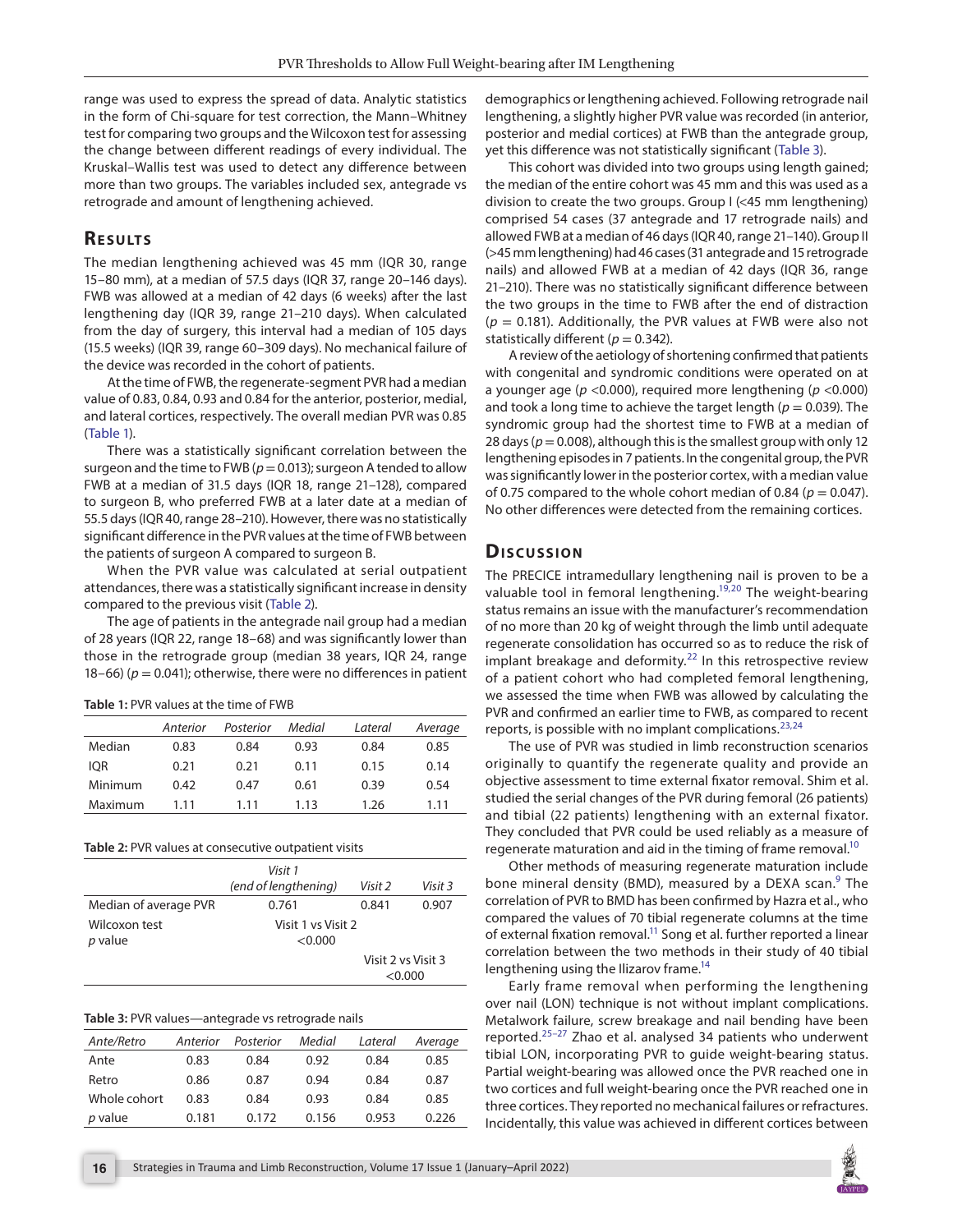range was used to express the spread of data. Analytic statistics in the form of Chi-square for test correction, the Mann–Whitney test for comparing two groups and the Wilcoxon test for assessing the change between different readings of every individual. The Kruskal–Wallis test was used to detect any difference between more than two groups. The variables included sex, antegrade vs retrograde and amount of lengthening achieved.

## Results

The median lengthening achieved was 45 mm (IQR 30, range 15–80 mm), at a median of 57.5 days (IQR 37, range 20–146 days). FWB was allowed at a median of 42 days (6 weeks) after the last lengthening day (IQR 39, range 21–210 days). When calculated from the day of surgery, this interval had a median of 105 days (15.5 weeks) (IQR 39, range 60–309 days). No mechanical failure of the device was recorded in the cohort of patients.

At the time of FWB, the regenerate-segment PVR had a median value of 0.83, 0.84, 0.93 and 0.84 for the anterior, posterior, medial, and lateral cortices, respectively. The overall median PVR was 0.85 (Table 1).

There was a statistically significant correlation between the surgeon and the time to FWB ($p = 0.013$); surgeon A tended to allow FWB at a median of 31.5 days (IQR 18, range 21–128), compared to surgeon B, who preferred FWB at a later date at a median of 55.5 days (IQR 40, range 28–210). However, there was no statistically significant difference in the PVR values at the time of FWB between the patients of surgeon A compared to surgeon B.

When the PVR value was calculated at serial outpatient attendances, there was a statistically significant increase in density compared to the previous visit (Table 2).

The age of patients in the antegrade nail group had a median of 28 years (IQR 22, range 18–68) and was significantly lower than those in the retrograde group (median 38 years, IQR 24, range 18–66) ($p = 0.041$); otherwise, there were no differences in patient

**Table 1:** PVR values at the time of FWB

| | *Anterior* | *Posterior* | *Medial* | *Lateral* | *Average* |
|---|---|---|---|---|---|
| Median | 0.83 | 0.84 | 0.93 | 0.84 | 0.85 |
| IQR | 0.21 | 0.21 | 0.11 | 0.15 | 0.14 |
| Minimum | 0.42 | 0.47 | 0.61 | 0.39 | 0.54 |
| Maximum | 1.11 | 1.11 | 1.13 | 1.26 | 1.11 |

**Table 2:** PVR values at consecutive outpatient visits

| | *Visit 1 (end of lengthening)* | *Visit 2* | *Visit 3* |
|---|---|---|---|
| Median of average PVR | 0.761 | 0.841 | 0.907 |
| Wilcoxon test *p* value | Visit 1 vs Visit 2 <0.000 | | |
| | | Visit 2 vs Visit 3 <0.000 | |

**Table 3:** PVR values—antegrade vs retrograde nails

| *Ante/Retro* | *Anterior* | *Posterior* | *Medial* | *Lateral* | *Average* |
|---|---|---|---|---|---|
| Ante | 0.83 | 0.84 | 0.92 | 0.84 | 0.85 |
| Retro | 0.86 | 0.87 | 0.94 | 0.84 | 0.87 |
| Whole cohort | 0.83 | 0.84 | 0.93 | 0.84 | 0.85 |
| *p* value | 0.181 | 0.172 | 0.156 | 0.953 | 0.226 |

demographics or lengthening achieved. Following retrograde nail lengthening, a slightly higher PVR value was recorded (in anterior, posterior and medial cortices) at FWB than the antegrade group, yet this difference was not statistically significant (Table 3).

This cohort was divided into two groups using length gained; the median of the entire cohort was 45 mm and this was used as a division to create the two groups. Group I (<45 mm lengthening) comprised 54 cases (37 antegrade and 17 retrograde nails) and allowed FWB at a median of 46 days (IQR 40, range 21–140). Group II (>45 mm lengthening) had 46 cases (31 antegrade and 15 retrograde nails) and allowed FWB at a median of 42 days (IQR 36, range 21–210). There was no statistically significant difference between the two groups in the time to FWB after the end of distraction ($p = 0.181$). Additionally, the PVR values at FWB were also not statistically different ($p = 0.342$).

A review of the aetiology of shortening confirmed that patients with congenital and syndromic conditions were operated on at a younger age ($p < 0.000$), required more lengthening ($p < 0.000$) and took a long time to achieve the target length ($p = 0.039$). The syndromic group had the shortest time to FWB at a median of 28 days ($p = 0.008$), although this is the smallest group with only 12 lengthening episodes in 7 patients. In the congenital group, the PVR was significantly lower in the posterior cortex, with a median value of 0.75 compared to the whole cohort median of 0.84 ($p = 0.047$). No other differences were detected from the remaining cortices.

## Discussion

The PRECICE intramedullary lengthening nail is proven to be a valuable tool in femoral lengthening.[19,20] The weight-bearing status remains an issue with the manufacturer's recommendation of no more than 20 kg of weight through the limb until adequate regenerate consolidation has occurred so as to reduce the risk of implant breakage and deformity.[22] In this retrospective review of a patient cohort who had completed femoral lengthening, we assessed the time when FWB was allowed by calculating the PVR and confirmed an earlier time to FWB, as compared to recent reports, is possible with no implant complications.[23,24]

The use of PVR was studied in limb reconstruction scenarios originally to quantify the regenerate quality and provide an objective assessment to time external fixator removal. Shim et al. studied the serial changes of the PVR during femoral (26 patients) and tibial (22 patients) lengthening with an external fixator. They concluded that PVR could be used reliably as a measure of regenerate maturation and aid in the timing of frame removal.[10]

Other methods of measuring regenerate maturation include bone mineral density (BMD), measured by a DEXA scan.[9] The correlation of PVR to BMD has been confirmed by Hazra et al., who compared the values of 70 tibial regenerate columns at the time of external fixation removal.[11] Song et al. further reported a linear correlation between the two methods in their study of 40 tibial lengthening using the Ilizarov frame.[14]

Early frame removal when performing the lengthening over nail (LON) technique is not without implant complications. Metalwork failure, screw breakage and nail bending have been reported.[25–27] Zhao et al. analysed 34 patients who underwent tibial LON, incorporating PVR to guide weight-bearing status. Partial weight-bearing was allowed once the PVR reached one in two cortices and full weight-bearing once the PVR reached one in three cortices. They reported no mechanical failures or refractures. Incidentally, this value was achieved in different cortices between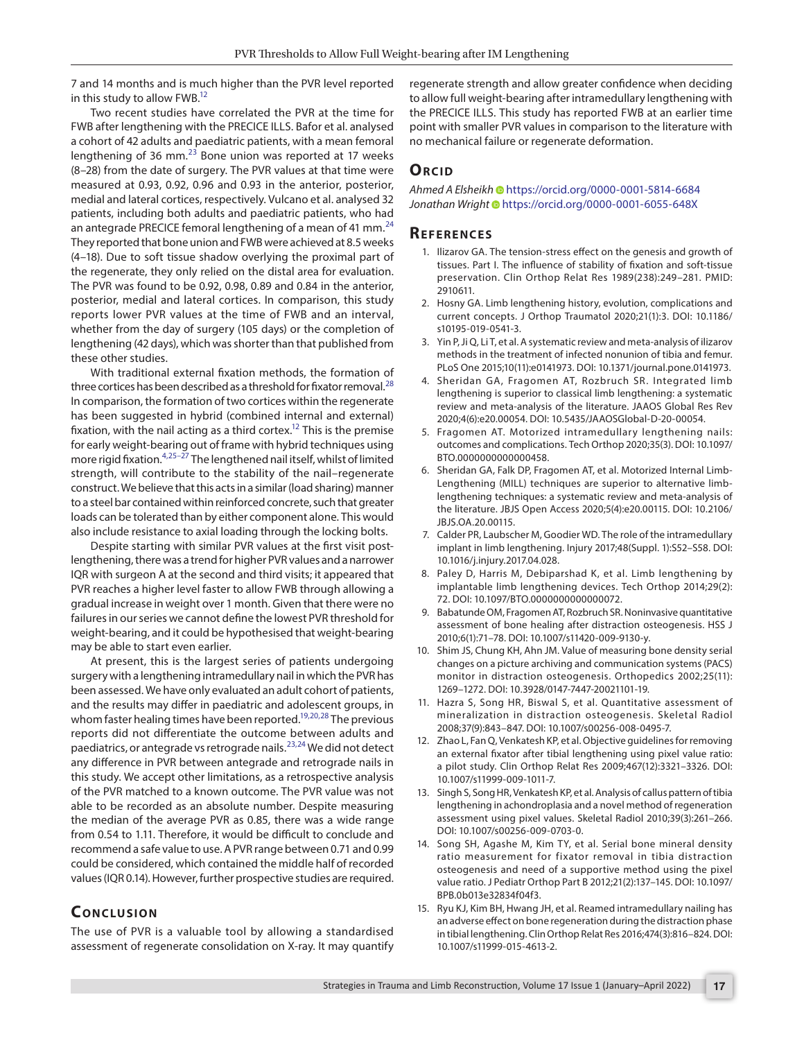7 and 14 months and is much higher than the PVR level reported in this study to allow FWB.[12]

Two recent studies have correlated the PVR at the time for FWB after lengthening with the PRECICE ILLS. Bafor et al. analysed a cohort of 42 adults and paediatric patients, with a mean femoral lengthening of 36 mm.[23] Bone union was reported at 17 weeks (8–28) from the date of surgery. The PVR values at that time were measured at 0.93, 0.92, 0.96 and 0.93 in the anterior, posterior, medial and lateral cortices, respectively. Vulcano et al. analysed 32 patients, including both adults and paediatric patients, who had an antegrade PRECICE femoral lengthening of a mean of 41 mm.[24] They reported that bone union and FWB were achieved at 8.5 weeks (4–18). Due to soft tissue shadow overlying the proximal part of the regenerate, they only relied on the distal area for evaluation. The PVR was found to be 0.92, 0.98, 0.89 and 0.84 in the anterior, posterior, medial and lateral cortices. In comparison, this study reports lower PVR values at the time of FWB and an interval, whether from the day of surgery (105 days) or the completion of lengthening (42 days), which was shorter than that published from these other studies.

With traditional external fixation methods, the formation of three cortices has been described as a threshold for fixator removal.[28] In comparison, the formation of two cortices within the regenerate has been suggested in hybrid (combined internal and external) fixation, with the nail acting as a third cortex.[12] This is the premise for early weight-bearing out of frame with hybrid techniques using more rigid fixation.[4,25–27] The lengthened nail itself, whilst of limited strength, will contribute to the stability of the nail–regenerate construct. We believe that this acts in a similar (load sharing) manner to a steel bar contained within reinforced concrete, such that greater loads can be tolerated than by either component alone. This would also include resistance to axial loading through the locking bolts.

Despite starting with similar PVR values at the first visit post-lengthening, there was a trend for higher PVR values and a narrower IQR with surgeon A at the second and third visits; it appeared that PVR reaches a higher level faster to allow FWB through allowing a gradual increase in weight over 1 month. Given that there were no failures in our series we cannot define the lowest PVR threshold for weight-bearing, and it could be hypothesised that weight-bearing may be able to start even earlier.

At present, this is the largest series of patients undergoing surgery with a lengthening intramedullary nail in which the PVR has been assessed. We have only evaluated an adult cohort of patients, and the results may differ in paediatric and adolescent groups, in whom faster healing times have been reported.[19,20,28] The previous reports did not differentiate the outcome between adults and paediatrics, or antegrade vs retrograde nails.[23,24] We did not detect any difference in PVR between antegrade and retrograde nails in this study. We accept other limitations, as a retrospective analysis of the PVR matched to a known outcome. The PVR value was not able to be recorded as an absolute number. Despite measuring the median of the average PVR as 0.85, there was a wide range from 0.54 to 1.11. Therefore, it would be difficult to conclude and recommend a safe value to use. A PVR range between 0.71 and 0.99 could be considered, which contained the middle half of recorded values (IQR 0.14). However, further prospective studies are required.

## Conclusion

The use of PVR is a valuable tool by allowing a standardised assessment of regenerate consolidation on X-ray. It may quantify regenerate strength and allow greater confidence when deciding to allow full weight-bearing after intramedullary lengthening with the PRECICE ILLS. This study has reported FWB at an earlier time point with smaller PVR values in comparison to the literature with no mechanical failure or regenerate deformation.

## Orcid

*Ahmed A Elsheikh* https://orcid.org/0000-0001-5814-6684
*Jonathan Wright* https://orcid.org/0000-0001-6055-648X

## References

1. Ilizarov GA. The tension-stress effect on the genesis and growth of tissues. Part I. The influence of stability of fixation and soft-tissue preservation. Clin Orthop Relat Res 1989(238):249–281. PMID: 2910611.
2. Hosny GA. Limb lengthening history, evolution, complications and current concepts. J Orthop Traumatol 2020;21(1):3. DOI: 10.1186/s10195-019-0541-3.
3. Yin P, Ji Q, Li T, et al. A systematic review and meta-analysis of ilizarov methods in the treatment of infected nonunion of tibia and femur. PLoS One 2015;10(11):e0141973. DOI: 10.1371/journal.pone.0141973.
4. Sheridan GA, Fragomen AT, Rozbruch SR. Integrated limb lengthening is superior to classical limb lengthening: a systematic review and meta-analysis of the literature. JAAOS Global Res Rev 2020;4(6):e20.00054. DOI: 10.5435/JAAOSGlobal-D-20-00054.
5. Fragomen AT. Motorized intramedullary lengthening nails: outcomes and complications. Tech Orthop 2020;35(3). DOI: 10.1097/BTO.0000000000000458.
6. Sheridan GA, Falk DP, Fragomen AT, et al. Motorized Internal Limb-Lengthening (MILL) techniques are superior to alternative limb-lengthening techniques: a systematic review and meta-analysis of the literature. JBJS Open Access 2020;5(4):e20.00115. DOI: 10.2106/JBJS.OA.20.00115.
7. Calder PR, Laubscher M, Goodier WD. The role of the intramedullary implant in limb lengthening. Injury 2017;48(Suppl. 1):S52–S58. DOI: 10.1016/j.injury.2017.04.028.
8. Paley D, Harris M, Debiparshad K, et al. Limb lengthening by implantable limb lengthening devices. Tech Orthop 2014;29(2):72. DOI: 10.1097/BTO.0000000000000072.
9. Babatunde OM, Fragomen AT, Rozbruch SR. Noninvasive quantitative assessment of bone healing after distraction osteogenesis. HSS J 2010;6(1):71–78. DOI: 10.1007/s11420-009-9130-y.
10. Shim JS, Chung KH, Ahn JM. Value of measuring bone density serial changes on a picture archiving and communication systems (PACS) monitor in distraction osteogenesis. Orthopedics 2002;25(11):1269–1272. DOI: 10.3928/0147-7447-20021101-19.
11. Hazra S, Song HR, Biswal S, et al. Quantitative assessment of mineralization in distraction osteogenesis. Skeletal Radiol 2008;37(9):843–847. DOI: 10.1007/s00256-008-0495-7.
12. Zhao L, Fan Q, Venkatesh KP, et al. Objective guidelines for removing an external fixator after tibial lengthening using pixel value ratio: a pilot study. Clin Orthop Relat Res 2009;467(12):3321–3326. DOI: 10.1007/s11999-009-1011-7.
13. Singh S, Song HR, Venkatesh KP, et al. Analysis of callus pattern of tibia lengthening in achondroplasia and a novel method of regeneration assessment using pixel values. Skeletal Radiol 2010;39(3):261–266. DOI: 10.1007/s00256-009-0703-0.
14. Song SH, Agashe M, Kim TY, et al. Serial bone mineral density ratio measurement for fixator removal in tibia distraction osteogenesis and need of a supportive method using the pixel value ratio. J Pediatr Orthop Part B 2012;21(2):137–145. DOI: 10.1097/BPB.0b013e32834f04f3.
15. Ryu KJ, Kim BH, Hwang JH, et al. Reamed intramedullary nailing has an adverse effect on bone regeneration during the distraction phase in tibial lengthening. Clin Orthop Relat Res 2016;474(3):816–824. DOI: 10.1007/s11999-015-4613-2.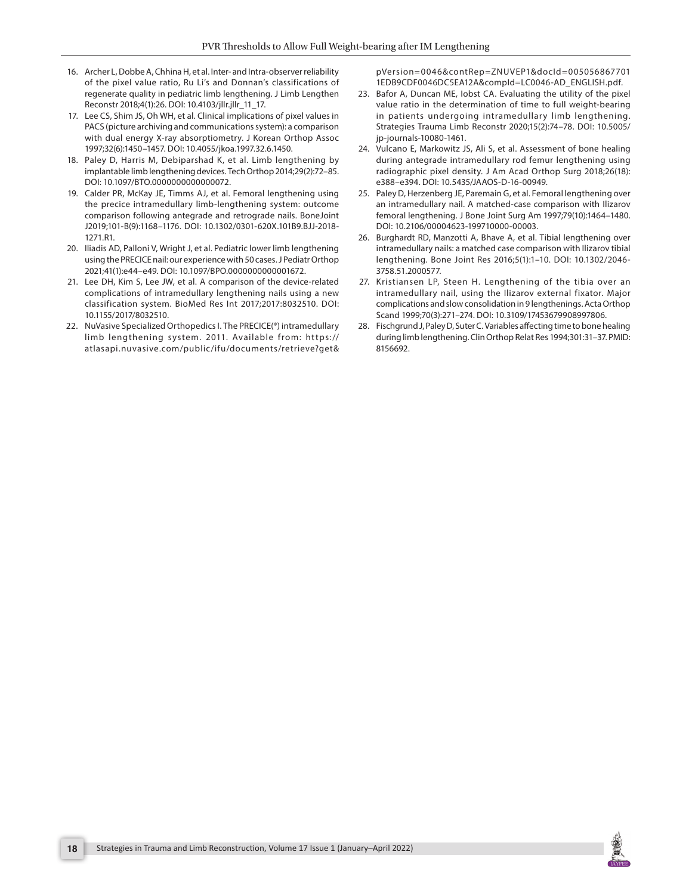16. Archer L, Dobbe A, Chhina H, et al. Inter- and Intra-observer reliability of the pixel value ratio, Ru Li's and Donnan's classifications of regenerate quality in pediatric limb lengthening. J Limb Lengthen Reconstr 2018;4(1):26. DOI: 10.4103/jllr.jllr_11_17.
17. Lee CS, Shim JS, Oh WH, et al. Clinical implications of pixel values in PACS (picture archiving and communications system): a comparison with dual energy X-ray absorptiometry. J Korean Orthop Assoc 1997;32(6):1450–1457. DOI: 10.4055/jkoa.1997.32.6.1450.
18. Paley D, Harris M, Debiparshad K, et al. Limb lengthening by implantable limb lengthening devices. Tech Orthop 2014;29(2):72–85. DOI: 10.1097/BTO.0000000000000072.
19. Calder PR, McKay JE, Timms AJ, et al. Femoral lengthening using the precice intramedullary limb-lengthening system: outcome comparison following antegrade and retrograde nails. BoneJoint J2019;101-B(9):1168–1176. DOI: 10.1302/0301-620X.101B9.BJJ-2018-1271.R1.
20. Iliadis AD, Palloni V, Wright J, et al. Pediatric lower limb lengthening using the PRECICE nail: our experience with 50 cases. J Pediatr Orthop 2021;41(1):e44–e49. DOI: 10.1097/BPO.0000000000001672.
21. Lee DH, Kim S, Lee JW, et al. A comparison of the device-related complications of intramedullary lengthening nails using a new classification system. BioMed Res Int 2017;2017:8032510. DOI: 10.1155/2017/8032510.
22. NuVasive Specialized Orthopedics I. The PRECICE(®) intramedullary limb lengthening system. 2011. Available from: https://atlasapi.nuvasive.com/public/ifu/documents/retrieve?get&pVersion=0046&contRep=ZNUVEP1&docId=0050568677011EDB9CDF0046DC5EA12A&compId=LC0046-AD_ENGLISH.pdf.
23. Bafor A, Duncan ME, Iobst CA. Evaluating the utility of the pixel value ratio in the determination of time to full weight-bearing in patients undergoing intramedullary limb lengthening. Strategies Trauma Limb Reconstr 2020;15(2):74–78. DOI: 10.5005/jp-journals-10080-1461.
24. Vulcano E, Markowitz JS, Ali S, et al. Assessment of bone healing during antegrade intramedullary rod femur lengthening using radiographic pixel density. J Am Acad Orthop Surg 2018;26(18):e388–e394. DOI: 10.5435/JAAOS-D-16-00949.
25. Paley D, Herzenberg JE, Paremain G, et al. Femoral lengthening over an intramedullary nail. A matched-case comparison with Ilizarov femoral lengthening. J Bone Joint Surg Am 1997;79(10):1464–1480. DOI: 10.2106/00004623-199710000-00003.
26. Burghardt RD, Manzotti A, Bhave A, et al. Tibial lengthening over intramedullary nails: a matched case comparison with Ilizarov tibial lengthening. Bone Joint Res 2016;5(1):1–10. DOI: 10.1302/2046-3758.51.2000577.
27. Kristiansen LP, Steen H. Lengthening of the tibia over an intramedullary nail, using the Ilizarov external fixator. Major complications and slow consolidation in 9 lengthenings. Acta Orthop Scand 1999;70(3):271–274. DOI: 10.3109/17453679908997806.
28. Fischgrund J, Paley D, Suter C. Variables affecting time to bone healing during limb lengthening. Clin Orthop Relat Res 1994;301:31–37. PMID: 8156692.